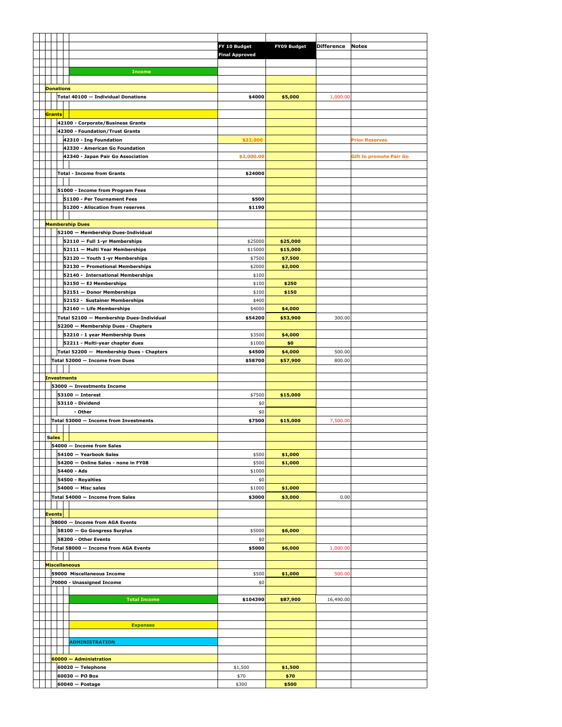| | FY 10 Budget Final Approved | FY09 Budget | Difference | Notes |
|---|---|---|---|---|
| **Income** | | | | |
| **Donations** | | | | |
| Total 40100 — Individual Donations | $4000 | $5,000 | 1,000.00 | |
| **Grants** | | | | |
| 42100 - Corporate/Business Grants | | | | |
| 42300 - Foundation/Trust Grants | | | | |
| 42310 - Ing Foundation | $22,000 | | | Prior Reserves |
| 42330 - American Go Foundation | | | | |
| 42340 - Japan Pair Go Association | $2,000.00 | | | Gift to promote Pair Go |
| Total - Income from Grants | $24000 | | | |
| 51000 - Income from Program Fees | | | | |
| 51100 - Per Tournament Fees | $500 | | | |
| 51200 - Allocation from reserves | $1190 | | | |
| **Membership Dues** | | | | |
| 52100 — Membership Dues-Individual | | | | |
| 52110 — Full 1-yr Memberships | $25000 | $25,000 | | |
| 52111 — Multi Year Memberships | $15000 | $15,000 | | |
| 52120 — Youth 1-yr Memberships | $7500 | $7,500 | | |
| 52130 — Promotional Memberships | $2000 | $2,000 | | |
| 52140 - International Memberships | $100 | | | |
| 52150 — EJ Memberships | $100 | $250 | | |
| 52151 — Donor Memberships | $100 | $150 | | |
| 52152 - Sustainer Memberships | $400 | | | |
| 52160 — Life Memberships | $4000 | $4,000 | | |
| Total 52100 — Membership Dues-Individual | $54200 | $53,900 | 300.00 | |
| 52200 — Membership Dues - Chapters | | | | |
| 52210 - 1 year Membership Dues | $3500 | $4,000 | | |
| 52211 - Multi-year chapter dues | $1000 | $0 | | |
| Total 52200 — Membership Dues - Chapters | $4500 | $4,000 | 500.00 | |
| Total 52000 — Income from Dues | $58700 | $57,900 | 800.00 | |
| **Investments** | | | | |
| 53000 — Investments Income | | | | |
| 53100 — Interest | $7500 | $15,000 | | |
| 53110 - Dividend | $0 | | | |
| - Other | $0 | | | |
| Total 53000 — Income from Investments | $7500 | $15,000 | 7,500.00 | |
| **Sales** | | | | |
| 54000 — Income from Sales | | | | |
| 54100 — Yearbook Sales | $500 | $1,000 | | |
| 54200 — Online Sales - none in FY08 | $500 | $1,000 | | |
| 54400 - Ads | $1000 | | | |
| 54500 - Royalties | $0 | | | |
| 54000 — Misc sales | $1000 | $1,000 | | |
| Total 54000 — Income from Sales | $3000 | $3,000 | 0.00 | |
| **Events** | | | | |
| 58000 — Income from AGA Events | | | | |
| 58100 — Go Gongress Surplus | $5000 | $6,000 | | |
| 58200 - Other Events | $0 | | | |
| Total 58000 — Income from AGA Events | $5000 | $6,000 | 1,000.00 | |
| **Miscellaneous** | | | | |
| 59000 Miscellaneous Income | $500 | $1,000 | 500.00 | |
| 70000 - Unassigned Income | $0 | | | |
| **Total Income** | $104390 | $87,900 | 16,490.00 | |
| **Expenses** | | | | |
| **ADMINISTRATION** | | | | |
| 60000 — Administration | | | | |
| 60020 — Telephone | $1,500 | $1,500 | | |
| 60030 — PO Box | $70 | $70 | | |
| 60040 — Postage | $300 | $500 | | |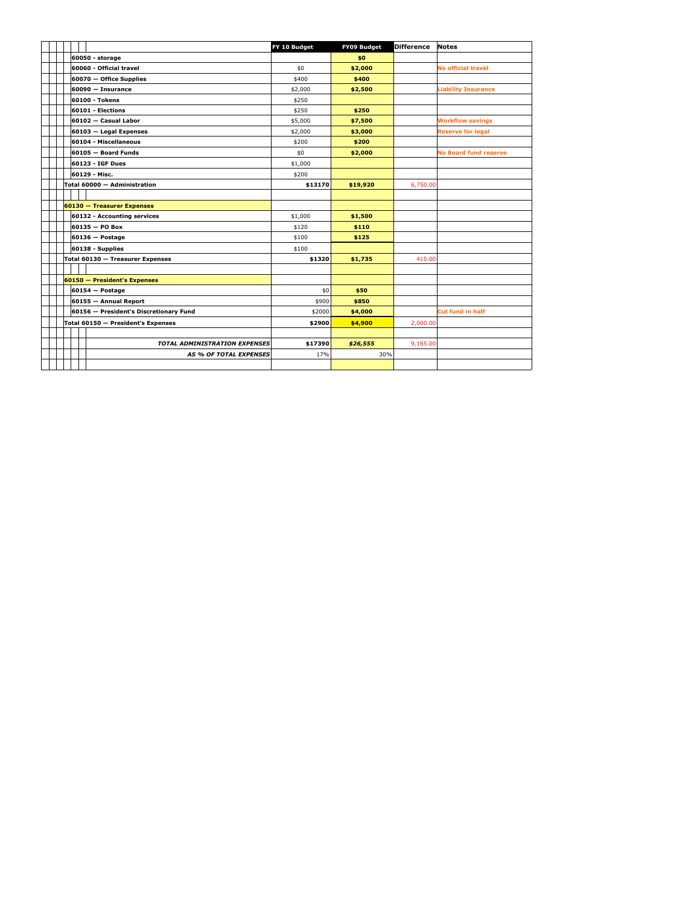| | FY 10 Budget | FY09 Budget | Difference | Notes |
|---|---|---|---|---|
| **60050 - storage** | | **$0** | | |
| **60060 - Official travel** | $0 | **$2,000** | | **No official travel** |
| **60070 — Office Supplies** | $400 | **$400** | | |
| **60090 — Insurance** | $2,000 | **$2,500** | | **Liability Insurance** |
| **60100 - Tokens** | $250 | | | |
| **60101 - Elections** | $250 | **$250** | | |
| **60102 — Casual Labor** | $5,000 | **$7,500** | | **Workflow savings** |
| **60103 — Legal Expenses** | $2,000 | **$3,000** | | **Reserve for legal** |
| **60104 - Miscellaneous** | $200 | **$200** | | |
| **60105 — Board Funds** | $0 | **$2,000** | | **No Board fund reserve** |
| **60123 - IGF Dues** | $1,000 | | | |
| **60129 - Misc.** | $200 | | | |
| **Total 60000 — Administration** | **$13170** | **$19,920** | 6,750.00 | |
| | | | | |
| **60130 — Treasurer Expenses** | | | | |
| **60132 - Accounting services** | $1,000 | **$1,500** | | |
| **60135 — PO Box** | $120 | **$110** | | |
| **60136 — Postage** | $100 | **$125** | | |
| **60138 - Supplies** | $100 | | | |
| **Total 60130 — Treasurer Expenses** | **$1320** | **$1,735** | 415.00 | |
| | | | | |
| **60150 — President's Expenses** | | | | |
| **60154 — Postage** | $0 | **$50** | | |
| **60155 — Annual Report** | $900 | **$850** | | |
| **60156 — President's Discretionary Fund** | $2000 | **$4,000** | | **Cut fund in half** |
| **Total 60150 — President's Expenses** | **$2900** | **$4,900** | 2,000.00 | |
| | | | | |
| ***TOTAL ADMINISTRATION EXPENSES*** | **$17390** | ***$26,555*** | 9,165.00 | |
| ***AS % OF TOTAL EXPENSES*** | 17% | 30% | | |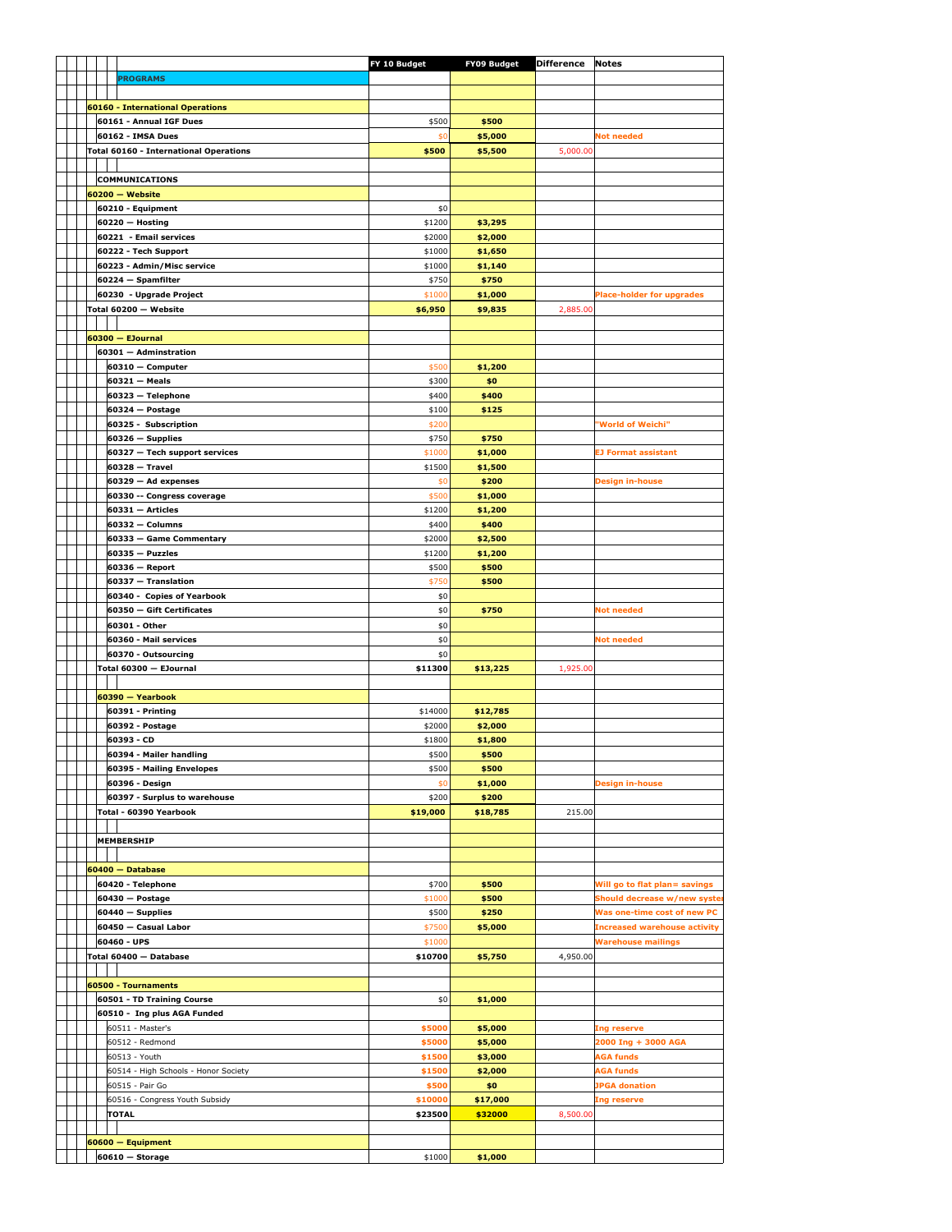| | FY 10 Budget | FY09 Budget | Difference | Notes |
|---|---|---|---|---|
| **PROGRAMS** | | | | |
| | | | | |
| **60160 - International Operations** | | | | |
| **60161 - Annual IGF Dues** | $500 | **$500** | | |
| **60162 - IMSA Dues** | $0 | **$5,000** | | **Not needed** |
| **Total 60160 - International Operations** | **$500** | **$5,500** | 5,000.00 | |
| | | | | |
| **COMMUNICATIONS** | | | | |
| **60200 — Website** | | | | |
| **60210 - Equipment** | $0 | | | |
| **60220 — Hosting** | $1200 | **$3,295** | | |
| **60221 - Email services** | $2000 | **$2,000** | | |
| **60222 - Tech Support** | $1000 | **$1,650** | | |
| **60223 - Admin/Misc service** | $1000 | **$1,140** | | |
| **60224 — Spamfilter** | $750 | **$750** | | |
| **60230 - Upgrade Project** | $1000 | **$1,000** | | **Place-holder for upgrades** |
| **Total 60200 — Website** | **$6,950** | **$9,835** | 2,885.00 | |
| | | | | |
| **60300 — EJournal** | | | | |
| **60301 — Adminstration** | | | | |
| **60310 — Computer** | $500 | **$1,200** | | |
| **60321 — Meals** | $300 | **$0** | | |
| **60323 — Telephone** | $400 | **$400** | | |
| **60324 — Postage** | $100 | **$125** | | |
| **60325 - Subscription** | $200 | | | **"World of Weichi"** |
| **60326 — Supplies** | $750 | **$750** | | |
| **60327 — Tech support services** | $1000 | **$1,000** | | **EJ Format assistant** |
| **60328 — Travel** | $1500 | **$1,500** | | |
| **60329 — Ad expenses** | $0 | **$200** | | **Design in-house** |
| **60330 -- Congress coverage** | $500 | **$1,000** | | |
| **60331 — Articles** | $1200 | **$1,200** | | |
| **60332 — Columns** | $400 | **$400** | | |
| **60333 — Game Commentary** | $2000 | **$2,500** | | |
| **60335 — Puzzles** | $1200 | **$1,200** | | |
| **60336 — Report** | $500 | **$500** | | |
| **60337 — Translation** | $750 | **$500** | | |
| **60340 - Copies of Yearbook** | $0 | | | |
| **60350 — Gift Certificates** | $0 | **$750** | | **Not needed** |
| **60301 - Other** | $0 | | | |
| **60360 - Mail services** | $0 | | | **Not needed** |
| **60370 - Outsourcing** | $0 | | | |
| **Total 60300 — EJournal** | **$11300** | **$13,225** | 1,925.00 | |
| | | | | |
| **60390 — Yearbook** | | | | |
| **60391 - Printing** | $14000 | **$12,785** | | |
| **60392 - Postage** | $2000 | **$2,000** | | |
| **60393 - CD** | $1800 | **$1,800** | | |
| **60394 - Mailer handling** | $500 | **$500** | | |
| **60395 - Mailing Envelopes** | $500 | **$500** | | |
| **60396 - Design** | $0 | **$1,000** | | **Design in-house** |
| **60397 - Surplus to warehouse** | $200 | **$200** | | |
| **Total - 60390 Yearbook** | **$19,000** | **$18,785** | 215.00 | |
| | | | | |
| **MEMBERSHIP** | | | | |
| | | | | |
| **60400 — Database** | | | | |
| **60420 - Telephone** | $700 | **$500** | | **Will go to flat plan= savings** |
| **60430 — Postage** | $1000 | **$500** | | **Should decrease w/new syster** |
| **60440 — Supplies** | $500 | **$250** | | **Was one-time cost of new PC** |
| **60450 — Casual Labor** | $7500 | **$5,000** | | **Increased warehouse activity** |
| **60460 - UPS** | $1000 | | | **Warehouse mailings** |
| **Total 60400 — Database** | **$10700** | **$5,750** | 4,950.00 | |
| | | | | |
| **60500 - Tournaments** | | | | |
| **60501 - TD Training Course** | $0 | **$1,000** | | |
| **60510 - Ing plus AGA Funded** | | | | |
| 60511 - Master's | **$5000** | **$5,000** | | **Ing reserve** |
| 60512 - Redmond | **$5000** | **$5,000** | | **2000 Ing + 3000 AGA** |
| 60513 - Youth | **$1500** | **$3,000** | | **AGA funds** |
| 60514 - High Schools - Honor Society | **$1500** | **$2,000** | | **AGA funds** |
| 60515 - Pair Go | **$500** | **$0** | | **JPGA donation** |
| 60516 - Congress Youth Subsidy | **$10000** | **$17,000** | | **Ing reserve** |
| **TOTAL** | **$23500** | **$32000** | 8,500.00 | |
| | | | | |
| **60600 — Equipment** | | | | |
| **60610 — Storage** | $1000 | **$1,000** | | |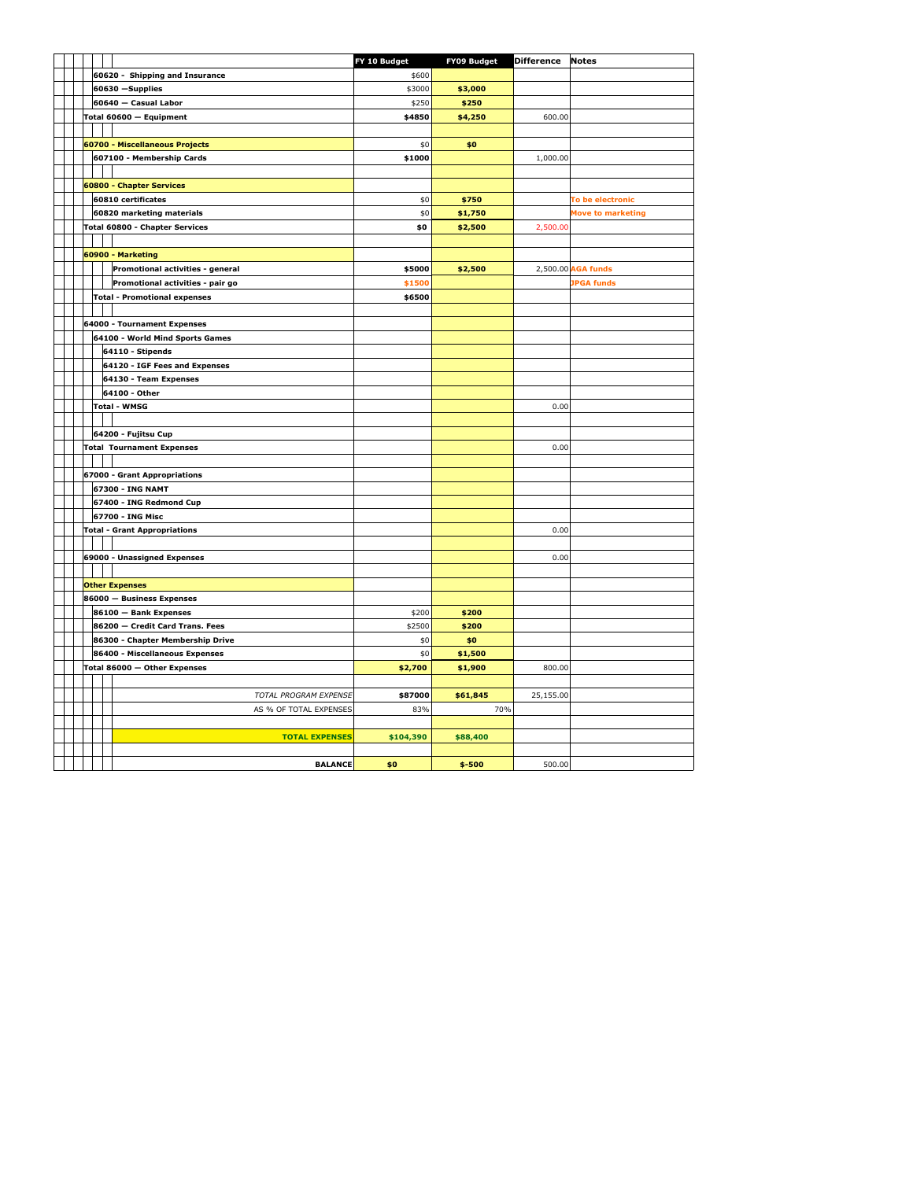| | FY 10 Budget | FY09 Budget | Difference | Notes |
|---|---|---|---|---|
| **60620 - Shipping and Insurance** | $600 | | | |
| **60630 —Supplies** | $3000 | **$3,000** | | |
| **60640 — Casual Labor** | $250 | **$250** | | |
| **Total 60600 — Equipment** | **$4850** | **$4,250** | 600.00 | |
| | | | | |
| **60700 - Miscellaneous Projects** | $0 | **$0** | | |
| **607100 - Membership Cards** | **$1000** | | 1,000.00 | |
| | | | | |
| **60800 - Chapter Services** | | | | |
| **60810 certificates** | $0 | **$750** | | **To be electronic** |
| **60820 marketing materials** | $0 | **$1,750** | | **Move to marketing** |
| **Total 60800 - Chapter Services** | **$0** | **$2,500** | 2,500.00 | |
| | | | | |
| **60900 - Marketing** | | | | |
| **Promotional activities - general** | **$5000** | **$2,500** | 2,500.00 | **AGA funds** |
| **Promotional activities - pair go** | **$1500** | | | **JPGA funds** |
| **Total - Promotional expenses** | **$6500** | | | |
| | | | | |
| **64000 - Tournament Expenses** | | | | |
| **64100 - World Mind Sports Games** | | | | |
| **64110 - Stipends** | | | | |
| **64120 - IGF Fees and Expenses** | | | | |
| **64130 - Team Expenses** | | | | |
| **64100 - Other** | | | | |
| **Total - WMSG** | | | 0.00 | |
| | | | | |
| **64200 - Fujitsu Cup** | | | | |
| **Total Tournament Expenses** | | | 0.00 | |
| | | | | |
| **67000 - Grant Appropriations** | | | | |
| **67300 - ING NAMT** | | | | |
| **67400 - ING Redmond Cup** | | | | |
| **67700 - ING Misc** | | | | |
| **Total - Grant Appropriations** | | | 0.00 | |
| | | | | |
| **69000 - Unassigned Expenses** | | | 0.00 | |
| | | | | |
| **Other Expenses** | | | | |
| **86000 — Business Expenses** | | | | |
| **86100 — Bank Expenses** | $200 | **$200** | | |
| **86200 — Credit Card Trans. Fees** | $2500 | **$200** | | |
| **86300 - Chapter Membership Drive** | $0 | **$0** | | |
| **86400 - Miscellaneous Expenses** | $0 | **$1,500** | | |
| **Total 86000 — Other Expenses** | **$2,700** | **$1,900** | 800.00 | |
| | | | | |
| *TOTAL PROGRAM EXPENSE* | **$87000** | **$61,845** | 25,155.00 | |
| AS % OF TOTAL EXPENSES | 83% | 70% | | |
| | | | | |
| **TOTAL EXPENSES** | **$104,390** | **$88,400** | | |
| | | | | |
| **BALANCE** | **$0** | **$-500** | 500.00 | |